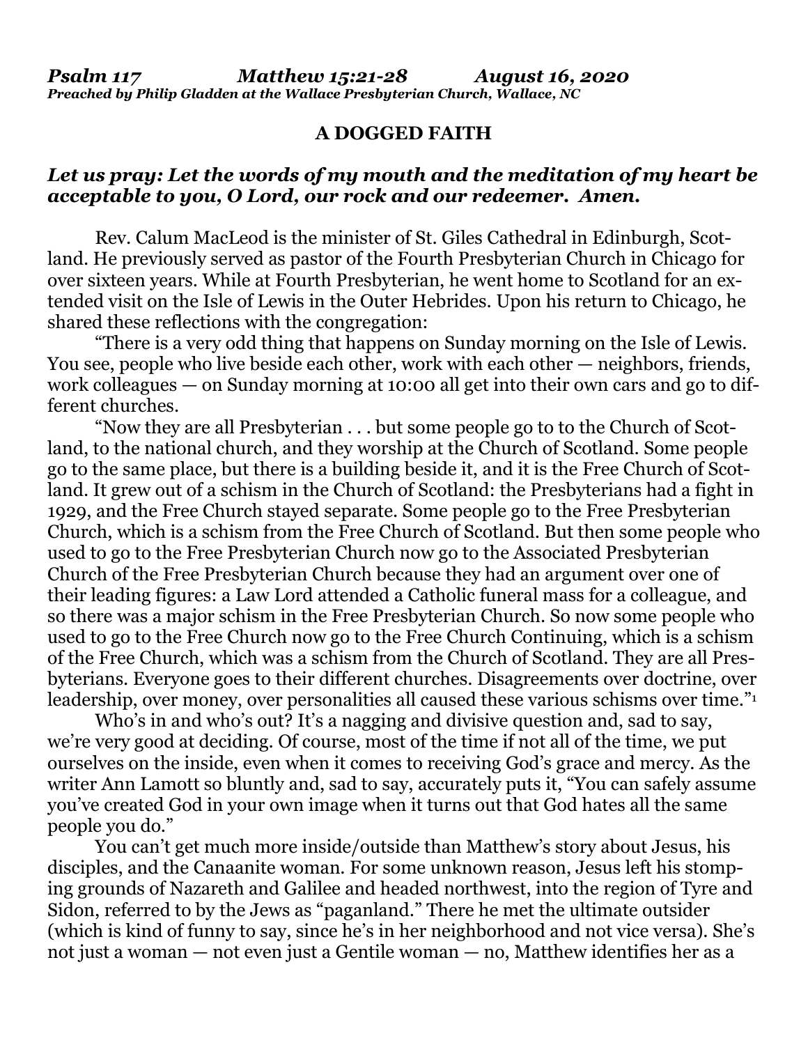*Psalm 117 Matthew 15:21-28 August 16, 2020*
***Preached by Philip Gladden at the Wallace Presbyterian Church, Wallace, NC***

# A DOGGED FAITH

***Let us pray: Let the words of my mouth and the meditation of my heart be acceptable to you, O Lord, our rock and our redeemer. Amen.***

Rev. Calum MacLeod is the minister of St. Giles Cathedral in Edinburgh, Scotland. He previously served as pastor of the Fourth Presbyterian Church in Chicago for over sixteen years. While at Fourth Presbyterian, he went home to Scotland for an extended visit on the Isle of Lewis in the Outer Hebrides. Upon his return to Chicago, he shared these reflections with the congregation:

"There is a very odd thing that happens on Sunday morning on the Isle of Lewis. You see, people who live beside each other, work with each other — neighbors, friends, work colleagues — on Sunday morning at 10:00 all get into their own cars and go to different churches.

"Now they are all Presbyterian . . . but some people go to to the Church of Scotland, to the national church, and they worship at the Church of Scotland. Some people go to the same place, but there is a building beside it, and it is the Free Church of Scotland. It grew out of a schism in the Church of Scotland: the Presbyterians had a fight in 1929, and the Free Church stayed separate. Some people go to the Free Presbyterian Church, which is a schism from the Free Church of Scotland. But then some people who used to go to the Free Presbyterian Church now go to the Associated Presbyterian Church of the Free Presbyterian Church because they had an argument over one of their leading figures: a Law Lord attended a Catholic funeral mass for a colleague, and so there was a major schism in the Free Presbyterian Church. So now some people who used to go to the Free Church now go to the Free Church Continuing, which is a schism of the Free Church, which was a schism from the Church of Scotland. They are all Presbyterians. Everyone goes to their different churches. Disagreements over doctrine, over leadership, over money, over personalities all caused these various schisms over time."[1]

Who's in and who's out? It's a nagging and divisive question and, sad to say, we're very good at deciding. Of course, most of the time if not all of the time, we put ourselves on the inside, even when it comes to receiving God's grace and mercy. As the writer Ann Lamott so bluntly and, sad to say, accurately puts it, "You can safely assume you've created God in your own image when it turns out that God hates all the same people you do."

You can't get much more inside/outside than Matthew's story about Jesus, his disciples, and the Canaanite woman. For some unknown reason, Jesus left his stomping grounds of Nazareth and Galilee and headed northwest, into the region of Tyre and Sidon, referred to by the Jews as "paganland." There he met the ultimate outsider (which is kind of funny to say, since he's in her neighborhood and not vice versa). She's not just a woman — not even just a Gentile woman — no, Matthew identifies her as a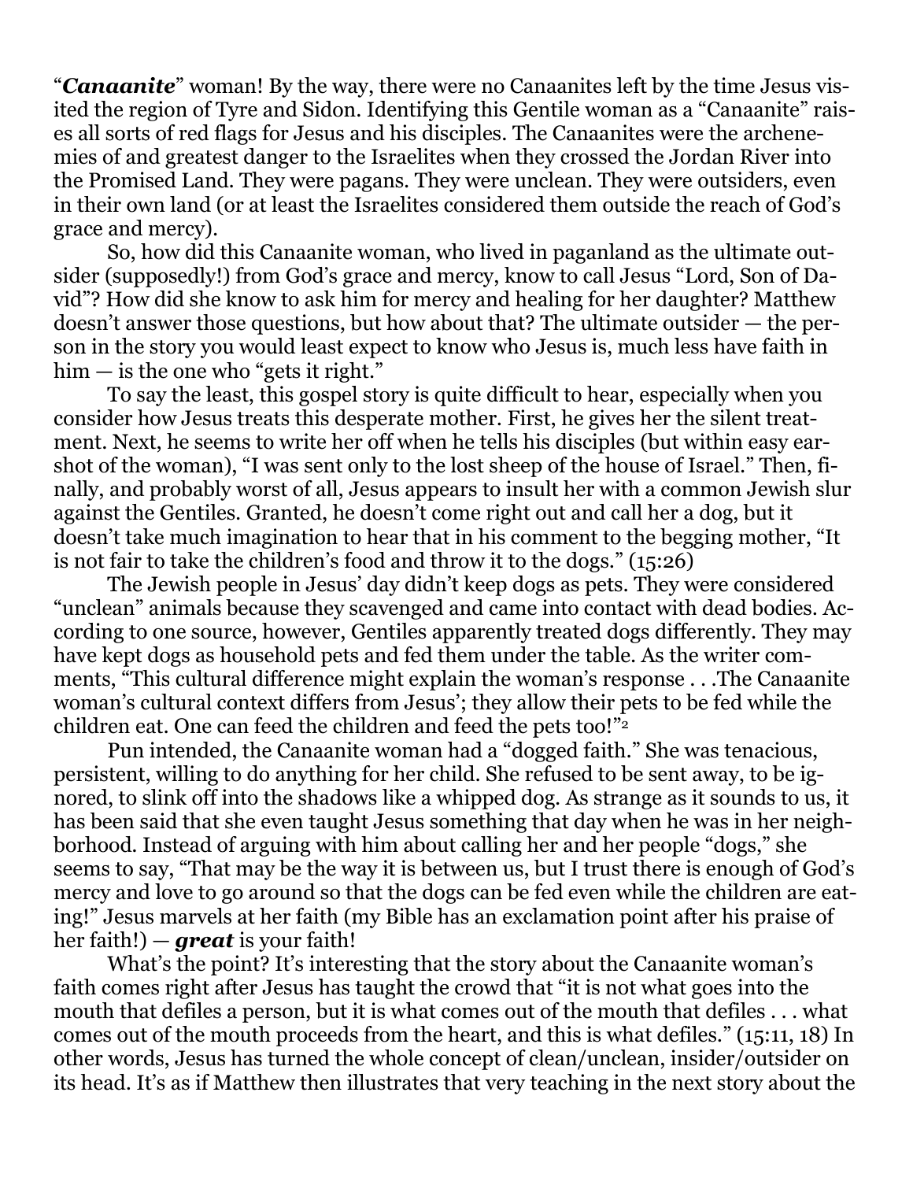"***Canaanite***" woman! By the way, there were no Canaanites left by the time Jesus visited the region of Tyre and Sidon. Identifying this Gentile woman as a "Canaanite" raises all sorts of red flags for Jesus and his disciples. The Canaanites were the archenemies of and greatest danger to the Israelites when they crossed the Jordan River into the Promised Land. They were pagans. They were unclean. They were outsiders, even in their own land (or at least the Israelites considered them outside the reach of God's grace and mercy).

So, how did this Canaanite woman, who lived in paganland as the ultimate outsider (supposedly!) from God's grace and mercy, know to call Jesus "Lord, Son of David"? How did she know to ask him for mercy and healing for her daughter? Matthew doesn't answer those questions, but how about that? The ultimate outsider — the person in the story you would least expect to know who Jesus is, much less have faith in him — is the one who "gets it right."

To say the least, this gospel story is quite difficult to hear, especially when you consider how Jesus treats this desperate mother. First, he gives her the silent treatment. Next, he seems to write her off when he tells his disciples (but within easy earshot of the woman), "I was sent only to the lost sheep of the house of Israel." Then, finally, and probably worst of all, Jesus appears to insult her with a common Jewish slur against the Gentiles. Granted, he doesn't come right out and call her a dog, but it doesn't take much imagination to hear that in his comment to the begging mother, "It is not fair to take the children's food and throw it to the dogs." (15:26)

The Jewish people in Jesus' day didn't keep dogs as pets. They were considered "unclean" animals because they scavenged and came into contact with dead bodies. According to one source, however, Gentiles apparently treated dogs differently. They may have kept dogs as household pets and fed them under the table. As the writer comments, "This cultural difference might explain the woman's response . . .The Canaanite woman's cultural context differs from Jesus'; they allow their pets to be fed while the children eat. One can feed the children and feed the pets too!"[2]

Pun intended, the Canaanite woman had a "dogged faith." She was tenacious, persistent, willing to do anything for her child. She refused to be sent away, to be ignored, to slink off into the shadows like a whipped dog. As strange as it sounds to us, it has been said that she even taught Jesus something that day when he was in her neighborhood. Instead of arguing with him about calling her and her people "dogs," she seems to say, "That may be the way it is between us, but I trust there is enough of God's mercy and love to go around so that the dogs can be fed even while the children are eating!" Jesus marvels at her faith (my Bible has an exclamation point after his praise of her faith!) — ***great*** is your faith!

What's the point? It's interesting that the story about the Canaanite woman's faith comes right after Jesus has taught the crowd that "it is not what goes into the mouth that defiles a person, but it is what comes out of the mouth that defiles . . . what comes out of the mouth proceeds from the heart, and this is what defiles." (15:11, 18) In other words, Jesus has turned the whole concept of clean/unclean, insider/outsider on its head. It's as if Matthew then illustrates that very teaching in the next story about the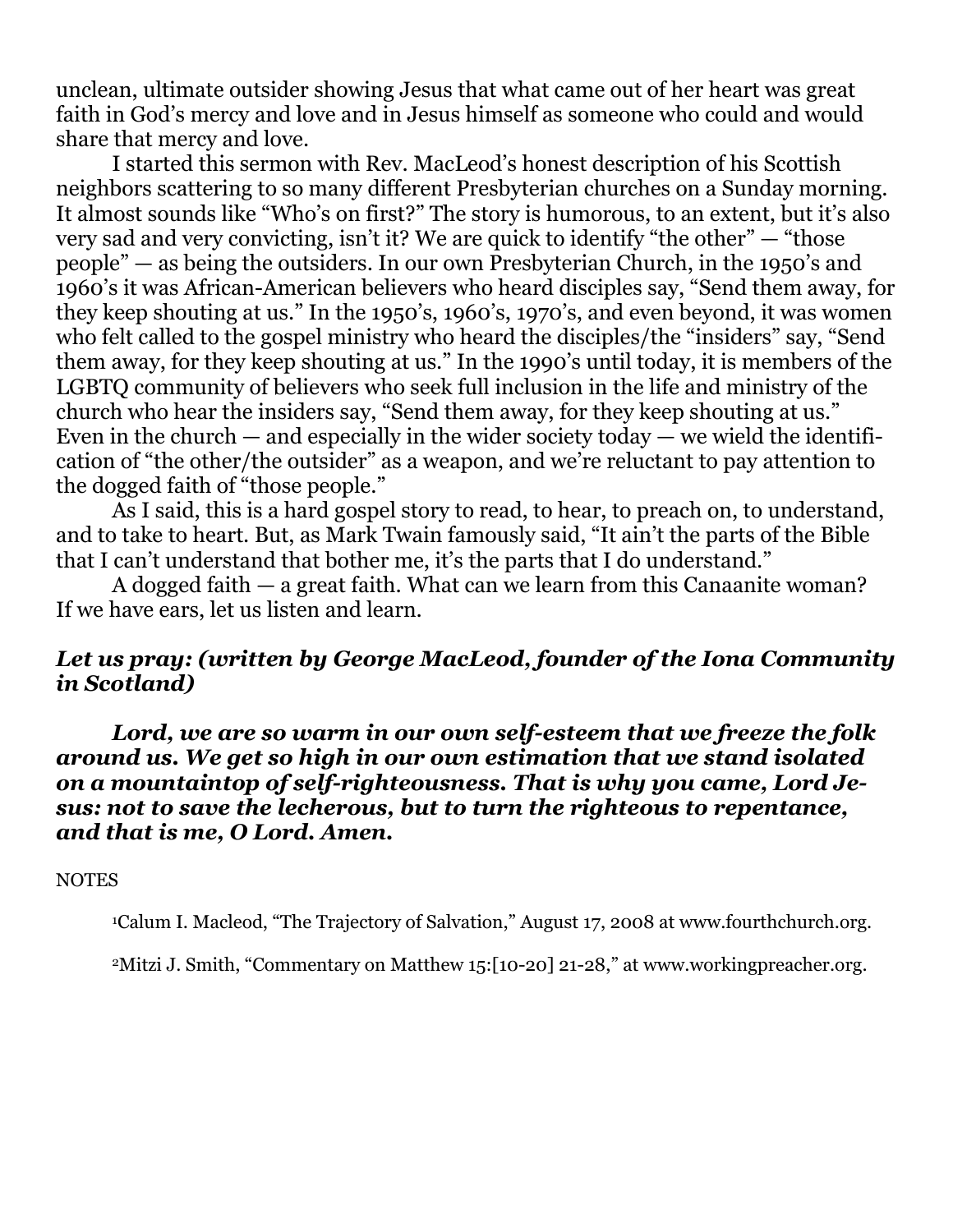unclean, ultimate outsider showing Jesus that what came out of her heart was great faith in God's mercy and love and in Jesus himself as someone who could and would share that mercy and love.

I started this sermon with Rev. MacLeod's honest description of his Scottish neighbors scattering to so many different Presbyterian churches on a Sunday morning. It almost sounds like "Who's on first?" The story is humorous, to an extent, but it's also very sad and very convicting, isn't it? We are quick to identify "the other" — "those people" — as being the outsiders. In our own Presbyterian Church, in the 1950's and 1960's it was African-American believers who heard disciples say, "Send them away, for they keep shouting at us." In the 1950's, 1960's, 1970's, and even beyond, it was women who felt called to the gospel ministry who heard the disciples/the "insiders" say, "Send them away, for they keep shouting at us." In the 1990's until today, it is members of the LGBTQ community of believers who seek full inclusion in the life and ministry of the church who hear the insiders say, "Send them away, for they keep shouting at us." Even in the church — and especially in the wider society today — we wield the identification of "the other/the outsider" as a weapon, and we're reluctant to pay attention to the dogged faith of "those people."

As I said, this is a hard gospel story to read, to hear, to preach on, to understand, and to take to heart. But, as Mark Twain famously said, "It ain't the parts of the Bible that I can't understand that bother me, it's the parts that I do understand."

A dogged faith — a great faith. What can we learn from this Canaanite woman? If we have ears, let us listen and learn.

***Let us pray: (written by George MacLeod, founder of the Iona Community in Scotland)***

***Lord, we are so warm in our own self-esteem that we freeze the folk around us. We get so high in our own estimation that we stand isolated on a mountaintop of self-righteousness. That is why you came, Lord Jesus: not to save the lecherous, but to turn the righteous to repentance, and that is me, O Lord. Amen.***

NOTES

[1]Calum I. Macleod, "The Trajectory of Salvation," August 17, 2008 at www.fourthchurch.org.

[2]Mitzi J. Smith, "Commentary on Matthew 15:[10-20] 21-28," at www.workingpreacher.org.